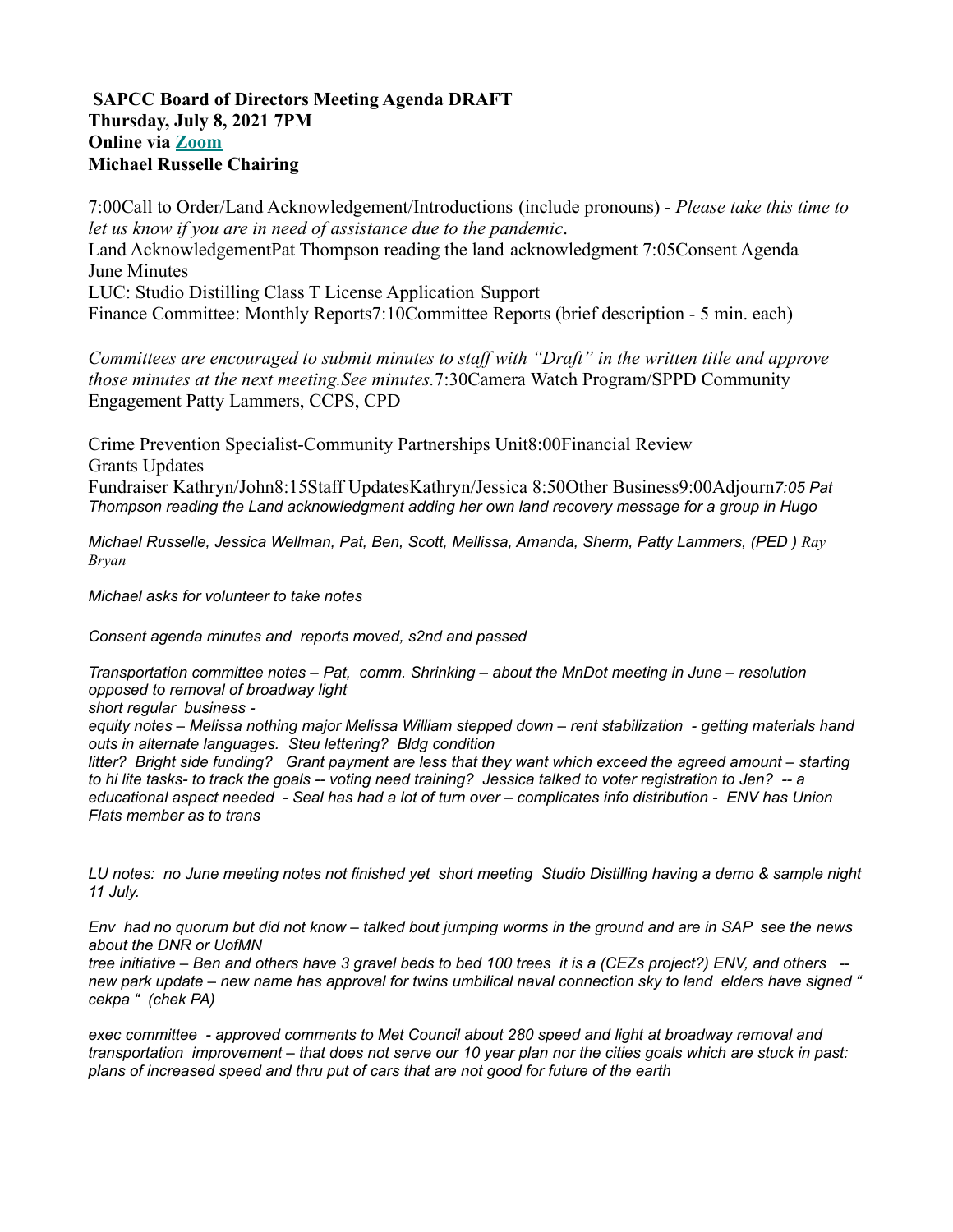**SAPCC Board of Directors Meeting Agenda DRAFT**
**Thursday, July 8, 2021 7PM**
**Online via [Zoom]**
**Michael Russelle Chairing**

7:00Call to Order/Land Acknowledgement/Introductions (include pronouns) - *Please take this time to let us know if you are in need of assistance due to the pandemic*.
Land AcknowledgementPat Thompson reading the land acknowledgment 7:05Consent Agenda
June Minutes
LUC: Studio Distilling Class T License Application Support
Finance Committee: Monthly Reports7:10Committee Reports (brief description - 5 min. each)

*Committees are encouraged to submit minutes to staff with "Draft" in the written title and approve those minutes at the next meeting.See minutes.*7:30Camera Watch Program/SPPD Community Engagement Patty Lammers, CCPS, CPD

Crime Prevention Specialist-Community Partnerships Unit8:00Financial Review
Grants Updates
Fundraiser Kathryn/John8:15Staff UpdatesKathryn/Jessica 8:50Other Business9:00Adjourn*7:05 Pat Thompson reading the Land acknowledgment adding her own land recovery message for a group in Hugo*

*Michael Russelle, Jessica Wellman, Pat, Ben, Scott, Mellissa, Amanda, Sherm, Patty Lammers, (PED ) Ray Bryan*

*Michael asks for volunteer to take notes*

*Consent agenda minutes and reports moved, s2nd and passed*

*Transportation committee notes – Pat, comm. Shrinking – about the MnDot meeting in June – resolution opposed to removal of broadway light*
*short regular business -*
*equity notes – Melissa nothing major Melissa William stepped down – rent stabilization - getting materials hand outs in alternate languages. Steu lettering? Bldg condition*
*litter? Bright side funding? Grant payment are less that they want which exceed the agreed amount – starting to hi lite tasks- to track the goals -- voting need training? Jessica talked to voter registration to Jen? -- a educational aspect needed - Seal has had a lot of turn over – complicates info distribution - ENV has Union Flats member as to trans*

*LU notes: no June meeting notes not finished yet short meeting Studio Distilling having a demo & sample night 11 July.*

*Env had no quorum but did not know – talked bout jumping worms in the ground and are in SAP see the news about the DNR or UofMN*
*tree initiative – Ben and others have 3 gravel beds to bed 100 trees it is a (CEZs project?) ENV, and others -- new park update – new name has approval for twins umbilical naval connection sky to land elders have signed " cekpa " (chek PA)*

*exec committee - approved comments to Met Council about 280 speed and light at broadway removal and transportation improvement – that does not serve our 10 year plan nor the cities goals which are stuck in past: plans of increased speed and thru put of cars that are not good for future of the earth*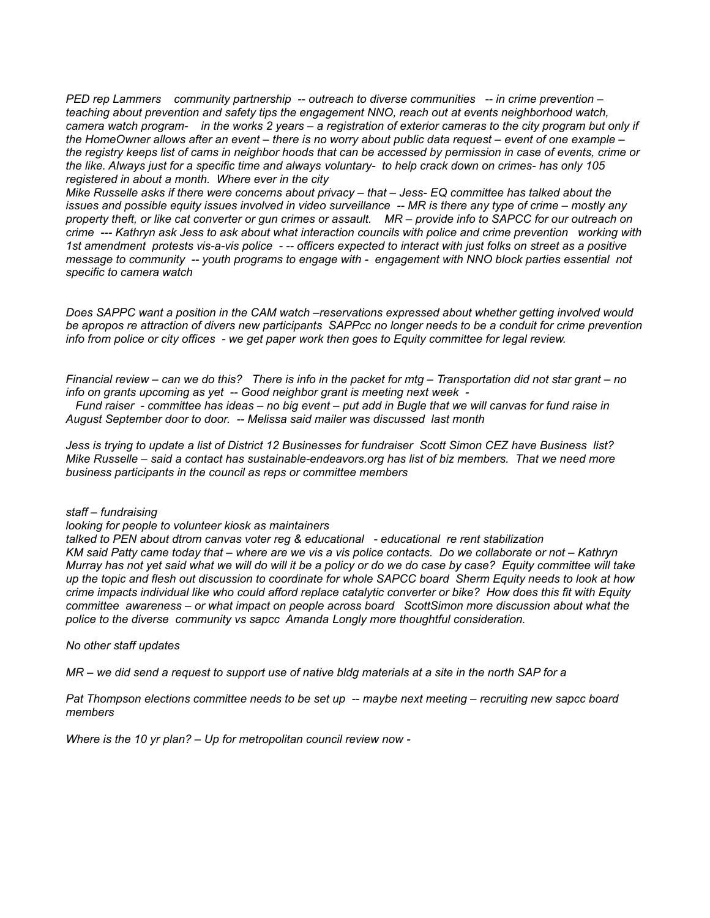*PED rep Lammers   community partnership  -- outreach to diverse communities   -- in crime prevention – teaching about prevention and safety tips the engagement NNO, reach out at events neighborhood watch, camera watch program-   in the works 2 years – a registration of exterior cameras to the city program but only if the HomeOwner allows after an event – there is no worry about public data request – event of one example – the registry keeps list of cams in neighbor hoods that can be accessed by permission in case of events, crime or the like. Always just for a specific time and always voluntary-  to help crack down on crimes- has only 105 registered in about a month.  Where ever in the city*

*Mike Russelle asks if there were concerns about privacy – that – Jess- EQ committee has talked about the issues and possible equity issues involved in video surveillance  -- MR is there any type of crime – mostly any property theft, or like cat converter or gun crimes or assault.   MR – provide info to SAPCC for our outreach on crime  --- Kathryn ask Jess to ask about what interaction councils with police and crime prevention   working with 1st amendment  protests vis-a-vis police  - -- officers expected to interact with just folks on street as a positive message to community  -- youth programs to engage with -  engagement with NNO block parties essential  not specific to camera watch*

*Does SAPPC want a position in the CAM watch –reservations expressed about whether getting involved would be apropos re attraction of divers new participants  SAPPcc no longer needs to be a conduit for crime prevention info from police or city offices  - we get paper work then goes to Equity committee for legal review.*

*Financial review – can we do this?   There is info in the packet for mtg – Transportation did not star grant – no info on grants upcoming as yet  -- Good neighbor grant is meeting next week  -*
*Fund raiser  - committee has ideas – no big event – put add in Bugle that we will canvas for fund raise in August September door to door.  -- Melissa said mailer was discussed  last month*

*Jess is trying to update a list of District 12 Businesses for fundraiser  Scott Simon CEZ have Business  list? Mike Russelle – said a contact has sustainable-endeavors.org has list of biz members.  That we need more business participants in the council as reps or committee members*

*staff – fundraising*
*looking for people to volunteer kiosk as maintainers*
*talked to PEN about dtrom canvas voter reg & educational   - educational  re rent stabilization*
*KM said Patty came today that – where are we vis a vis police contacts.  Do we collaborate or not – Kathryn Murray has not yet said what we will do will it be a policy or do we do case by case?  Equity committee will take up the topic and flesh out discussion to coordinate for whole SAPCC board  Sherm Equity needs to look at how crime impacts individual like who could afford replace catalytic converter or bike?  How does this fit with Equity committee  awareness – or what impact on people across board   ScottSimon more discussion about what the police to the diverse  community vs sapcc  Amanda Longly more thoughtful consideration.*

*No other staff updates*

*MR – we did send a request to support use of native bldg materials at a site in the north SAP for a*

*Pat Thompson elections committee needs to be set up  -- maybe next meeting – recruiting new sapcc board members*

*Where is the 10 yr plan? – Up for metropolitan council review now -*